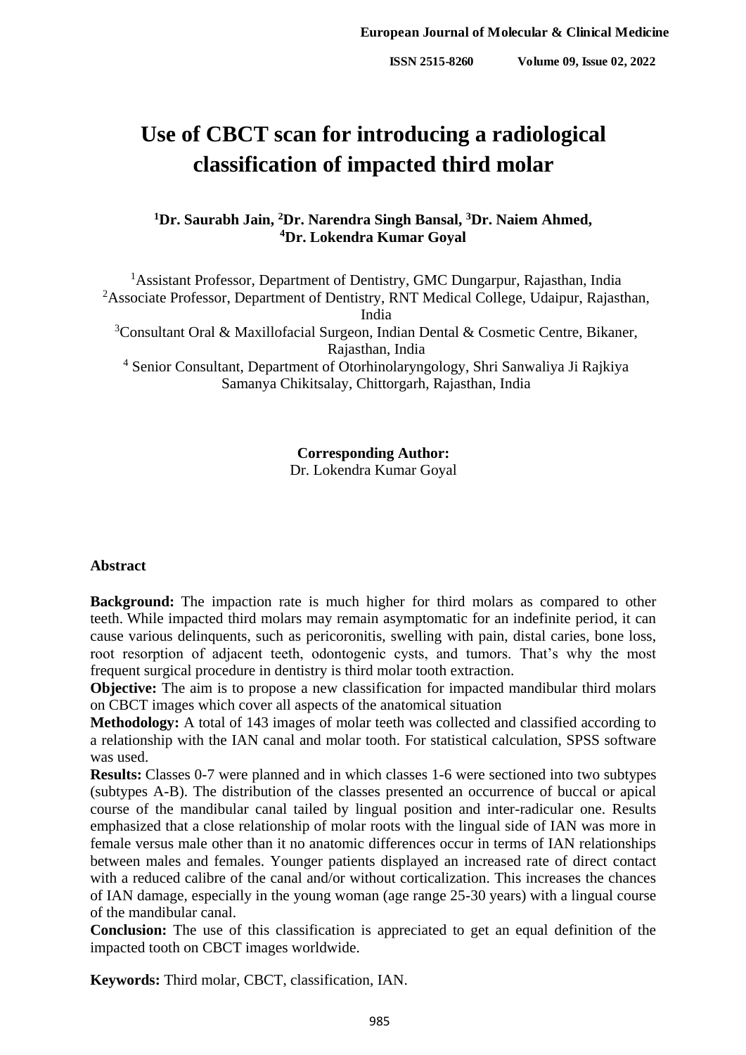# Use of CBCT scan for introducing a radiological classification of impacted third molar

**[1]Dr. Saurabh Jain, [2]Dr. Narendra Singh Bansal, [3]Dr. Naiem Ahmed, [4]Dr. Lokendra Kumar Goyal**

[1]Assistant Professor, Department of Dentistry, GMC Dungarpur, Rajasthan, India
[2]Associate Professor, Department of Dentistry, RNT Medical College, Udaipur, Rajasthan, India
[3]Consultant Oral & Maxillofacial Surgeon, Indian Dental & Cosmetic Centre, Bikaner, Rajasthan, India
[4] Senior Consultant, Department of Otorhinolaryngology, Shri Sanwaliya Ji Rajkiya Samanya Chikitsalay, Chittorgarh, Rajasthan, India

**Corresponding Author:**
Dr. Lokendra Kumar Goyal

## Abstract

**Background:** The impaction rate is much higher for third molars as compared to other teeth. While impacted third molars may remain asymptomatic for an indefinite period, it can cause various delinquents, such as pericoronitis, swelling with pain, distal caries, bone loss, root resorption of adjacent teeth, odontogenic cysts, and tumors. That's why the most frequent surgical procedure in dentistry is third molar tooth extraction.

**Objective:** The aim is to propose a new classification for impacted mandibular third molars on CBCT images which cover all aspects of the anatomical situation

**Methodology:** A total of 143 images of molar teeth was collected and classified according to a relationship with the IAN canal and molar tooth. For statistical calculation, SPSS software was used.

**Results:** Classes 0-7 were planned and in which classes 1-6 were sectioned into two subtypes (subtypes A-B). The distribution of the classes presented an occurrence of buccal or apical course of the mandibular canal tailed by lingual position and inter-radicular one. Results emphasized that a close relationship of molar roots with the lingual side of IAN was more in female versus male other than it no anatomic differences occur in terms of IAN relationships between males and females. Younger patients displayed an increased rate of direct contact with a reduced calibre of the canal and/or without corticalization. This increases the chances of IAN damage, especially in the young woman (age range 25-30 years) with a lingual course of the mandibular canal.

**Conclusion:** The use of this classification is appreciated to get an equal definition of the impacted tooth on CBCT images worldwide.

**Keywords:** Third molar, CBCT, classification, IAN.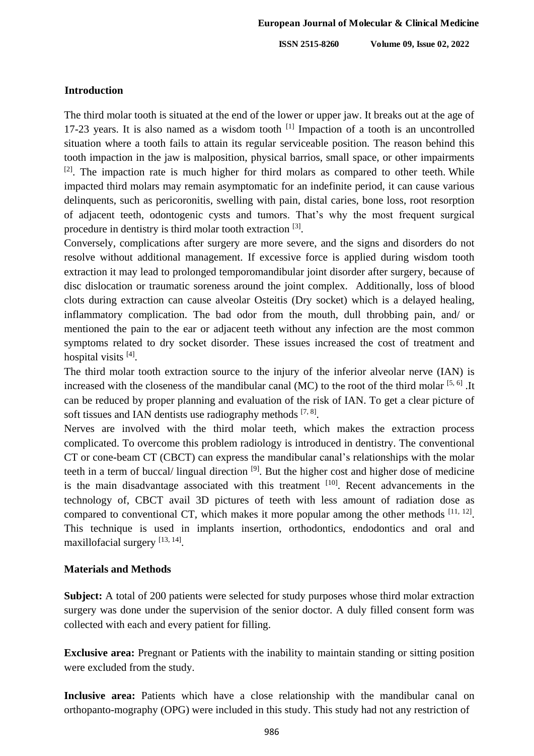## Introduction

The third molar tooth is situated at the end of the lower or upper jaw. It breaks out at the age of 17-23 years. It is also named as a wisdom tooth [1] Impaction of a tooth is an uncontrolled situation where a tooth fails to attain its regular serviceable position. The reason behind this tooth impaction in the jaw is malposition, physical barrios, small space, or other impairments [2]. The impaction rate is much higher for third molars as compared to other teeth. While impacted third molars may remain asymptomatic for an indefinite period, it can cause various delinquents, such as pericoronitis, swelling with pain, distal caries, bone loss, root resorption of adjacent teeth, odontogenic cysts and tumors. That's why the most frequent surgical procedure in dentistry is third molar tooth extraction [3].

Conversely, complications after surgery are more severe, and the signs and disorders do not resolve without additional management. If excessive force is applied during wisdom tooth extraction it may lead to prolonged temporomandibular joint disorder after surgery, because of disc dislocation or traumatic soreness around the joint complex. Additionally, loss of blood clots during extraction can cause alveolar Osteitis (Dry socket) which is a delayed healing, inflammatory complication. The bad odor from the mouth, dull throbbing pain, and/ or mentioned the pain to the ear or adjacent teeth without any infection are the most common symptoms related to dry socket disorder. These issues increased the cost of treatment and hospital visits [4].

The third molar tooth extraction source to the injury of the inferior alveolar nerve (IAN) is increased with the closeness of the mandibular canal (MC) to the root of the third molar [5, 6] .It can be reduced by proper planning and evaluation of the risk of IAN. To get a clear picture of soft tissues and IAN dentists use radiography methods [7, 8].

Nerves are involved with the third molar teeth, which makes the extraction process complicated. To overcome this problem radiology is introduced in dentistry. The conventional CT or cone-beam CT (CBCT) can express the mandibular canal's relationships with the molar teeth in a term of buccal/ lingual direction [9]. But the higher cost and higher dose of medicine is the main disadvantage associated with this treatment [10]. Recent advancements in the technology of, CBCT avail 3D pictures of teeth with less amount of radiation dose as compared to conventional CT, which makes it more popular among the other methods [11, 12]. This technique is used in implants insertion, orthodontics, endodontics and oral and maxillofacial surgery [13, 14].

## Materials and Methods

**Subject:** A total of 200 patients were selected for study purposes whose third molar extraction surgery was done under the supervision of the senior doctor. A duly filled consent form was collected with each and every patient for filling.

**Exclusive area:** Pregnant or Patients with the inability to maintain standing or sitting position were excluded from the study.

**Inclusive area:** Patients which have a close relationship with the mandibular canal on orthopanto-mography (OPG) were included in this study. This study had not any restriction of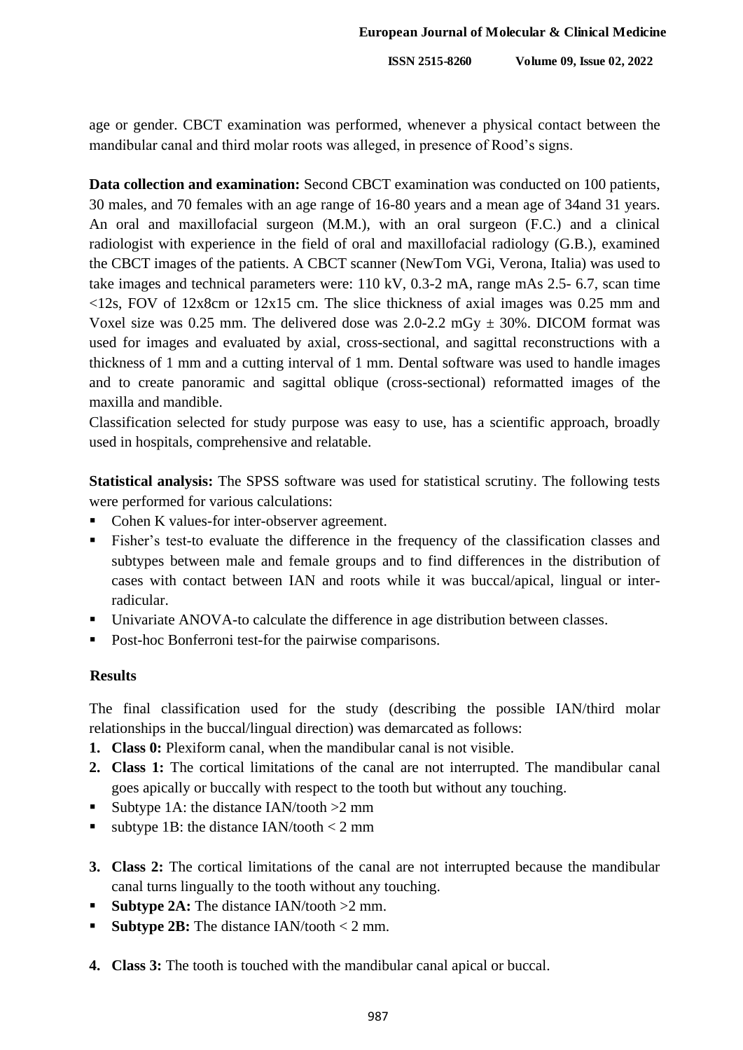age or gender. CBCT examination was performed, whenever a physical contact between the mandibular canal and third molar roots was alleged, in presence of Rood's signs.

**Data collection and examination:** Second CBCT examination was conducted on 100 patients, 30 males, and 70 females with an age range of 16-80 years and a mean age of 34and 31 years. An oral and maxillofacial surgeon (M.M.), with an oral surgeon (F.C.) and a clinical radiologist with experience in the field of oral and maxillofacial radiology (G.B.), examined the CBCT images of the patients. A CBCT scanner (NewTom VGi, Verona, Italia) was used to take images and technical parameters were: 110 kV, 0.3-2 mA, range mAs 2.5- 6.7, scan time <12s, FOV of 12x8cm or 12x15 cm. The slice thickness of axial images was 0.25 mm and Voxel size was 0.25 mm. The delivered dose was 2.0-2.2 mGy ± 30%. DICOM format was used for images and evaluated by axial, cross-sectional, and sagittal reconstructions with a thickness of 1 mm and a cutting interval of 1 mm. Dental software was used to handle images and to create panoramic and sagittal oblique (cross-sectional) reformatted images of the maxilla and mandible.

Classification selected for study purpose was easy to use, has a scientific approach, broadly used in hospitals, comprehensive and relatable.

**Statistical analysis:** The SPSS software was used for statistical scrutiny. The following tests were performed for various calculations:

- Cohen K values-for inter-observer agreement.
- Fisher's test-to evaluate the difference in the frequency of the classification classes and subtypes between male and female groups and to find differences in the distribution of cases with contact between IAN and roots while it was buccal/apical, lingual or inter-radicular.
- Univariate ANOVA-to calculate the difference in age distribution between classes.
- Post-hoc Bonferroni test-for the pairwise comparisons.

## Results

The final classification used for the study (describing the possible IAN/third molar relationships in the buccal/lingual direction) was demarcated as follows:

1. **Class 0:** Plexiform canal, when the mandibular canal is not visible.
2. **Class 1:** The cortical limitations of the canal are not interrupted. The mandibular canal goes apically or buccally with respect to the tooth but without any touching.

- Subtype 1A: the distance IAN/tooth >2 mm
- subtype 1B: the distance IAN/tooth < 2 mm

3. **Class 2:** The cortical limitations of the canal are not interrupted because the mandibular canal turns lingually to the tooth without any touching.

- **Subtype 2A:** The distance IAN/tooth >2 mm.
- **Subtype 2B:** The distance IAN/tooth < 2 mm.

4. **Class 3:** The tooth is touched with the mandibular canal apical or buccal.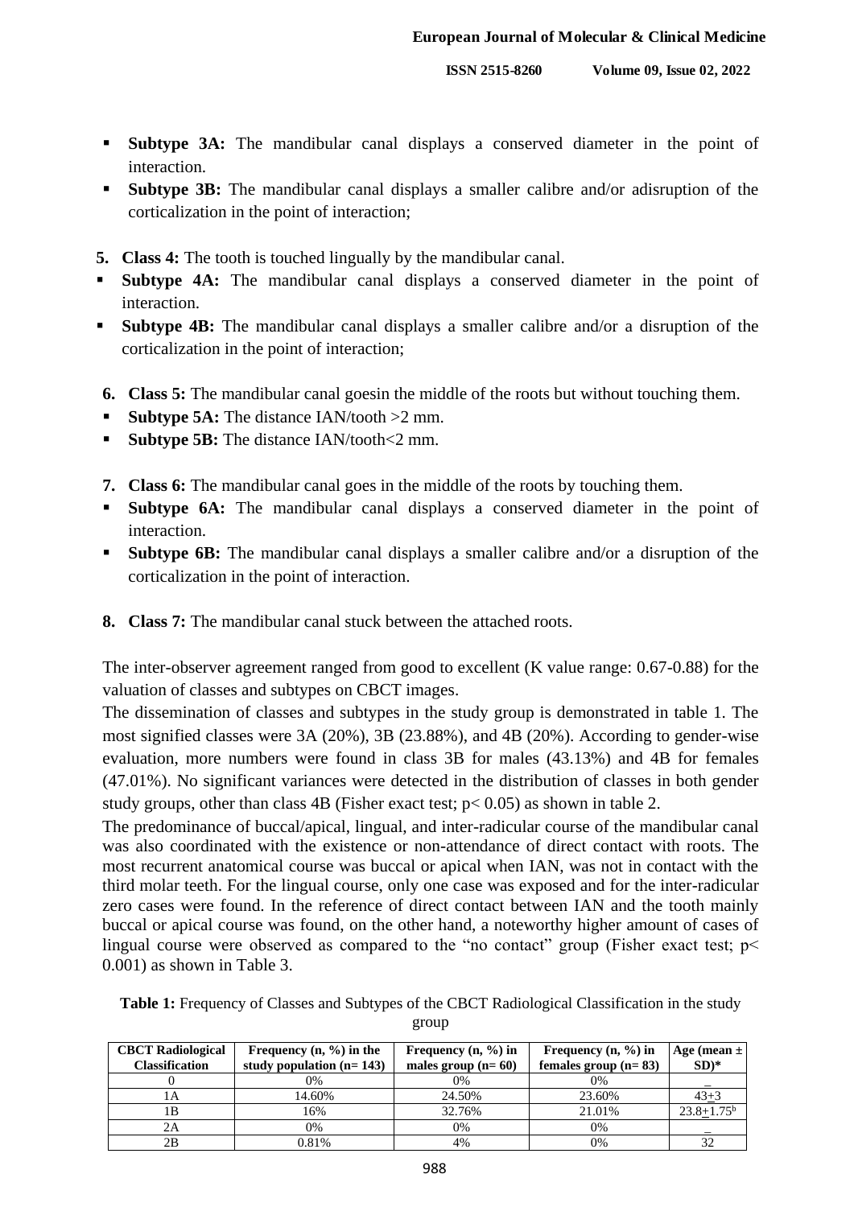- **Subtype 3A:** The mandibular canal displays a conserved diameter in the point of interaction.
- **Subtype 3B:** The mandibular canal displays a smaller calibre and/or adisruption of the corticalization in the point of interaction;

5. **Class 4:** The tooth is touched lingually by the mandibular canal.

- **Subtype 4A:** The mandibular canal displays a conserved diameter in the point of interaction.
- **Subtype 4B:** The mandibular canal displays a smaller calibre and/or a disruption of the corticalization in the point of interaction;

6. **Class 5:** The mandibular canal goesin the middle of the roots but without touching them.

- **Subtype 5A:** The distance IAN/tooth >2 mm.
- **Subtype 5B:** The distance IAN/tooth<2 mm.

7. **Class 6:** The mandibular canal goes in the middle of the roots by touching them.

- **Subtype 6A:** The mandibular canal displays a conserved diameter in the point of interaction.
- **Subtype 6B:** The mandibular canal displays a smaller calibre and/or a disruption of the corticalization in the point of interaction.

8. **Class 7:** The mandibular canal stuck between the attached roots.

The inter-observer agreement ranged from good to excellent (K value range: 0.67-0.88) for the valuation of classes and subtypes on CBCT images.

The dissemination of classes and subtypes in the study group is demonstrated in table 1. The most signified classes were 3A (20%), 3B (23.88%), and 4B (20%). According to gender-wise evaluation, more numbers were found in class 3B for males (43.13%) and 4B for females (47.01%). No significant variances were detected in the distribution of classes in both gender study groups, other than class 4B (Fisher exact test; $p < 0.05$) as shown in table 2.

The predominance of buccal/apical, lingual, and inter-radicular course of the mandibular canal was also coordinated with the existence or non-attendance of direct contact with roots. The most recurrent anatomical course was buccal or apical when IAN, was not in contact with the third molar teeth. For the lingual course, only one case was exposed and for the inter-radicular zero cases were found. In the reference of direct contact between IAN and the tooth mainly buccal or apical course was found, on the other hand, a noteworthy higher amount of cases of lingual course were observed as compared to the "no contact" group (Fisher exact test; $p < 0.001$) as shown in Table 3.

**Table 1:** Frequency of Classes and Subtypes of the CBCT Radiological Classification in the study group

| CBCT Radiological Classification | Frequency (n, %) in the study population (n= 143) | Frequency (n, %) in males group (n= 60) | Frequency (n, %) in females group (n= 83) | Age (mean ± SD)* |
|---|---|---|---|---|
| 0 | 0% | 0% | 0% | _ |
| 1A | 14.60% | 24.50% | 23.60% | $43\pm3$ |
| 1B | 16% | 32.76% | 21.01% | $23.8\pm1.75^{b}$ |
| 2A | 0% | 0% | 0% | _ |
| 2B | 0.81% | 4% | 0% | 32 |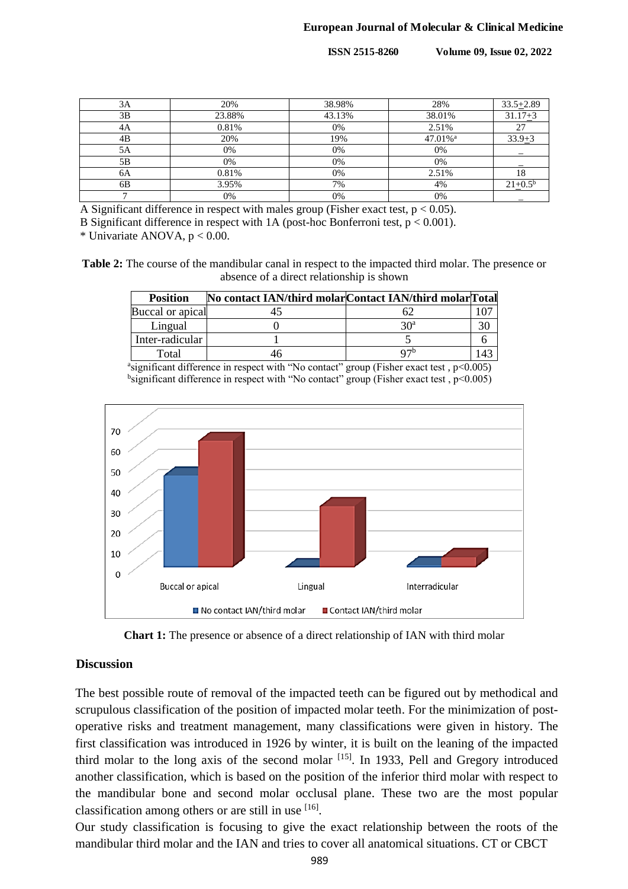| 3A | 20% | 38.98% | 28% | 33.5±2.89 |
|---|---|---|---|---|
| 3B | 23.88% | 43.13% | 38.01% | 31.17±3 |
| 4A | 0.81% | 0% | 2.51% | 27 |
| 4B | 20% | 19% | 47.01%[a] | 33.9±3 |
| 5A | 0% | 0% | 0% | _ |
| 5B | 0% | 0% | 0% | _ |
| 6A | 0.81% | 0% | 2.51% | 18 |
| 6B | 3.95% | 7% | 4% | 21±0.5[b] |
| 7 | 0% | 0% | 0% | _ |

A Significant difference in respect with males group (Fisher exact test, $p < 0.05$).
B Significant difference in respect with 1A (post-hoc Bonferroni test, $p < 0.001$).
* Univariate ANOVA, $p < 0.00$.

**Table 2:** The course of the mandibular canal in respect to the impacted third molar. The presence or absence of a direct relationship is shown

| Position | No contact IAN/third molar | Contact IAN/third molar | Total |
|---|---|---|---|
| Buccal or apical | 45 | 62 | 107 |
| Lingual | 0 | 30[a] | 30 |
| Inter-radicular | 1 | 5 | 6 |
| Total | 46 | 97[b] | 143 |

[a]significant difference in respect with "No contact" group (Fisher exact test , $p<0.005$)
[b]significant difference in respect with "No contact" group (Fisher exact test , $p<0.005$)

**Chart 1:** The presence or absence of a direct relationship of IAN with third molar

## Discussion

The best possible route of removal of the impacted teeth can be figured out by methodical and scrupulous classification of the position of impacted molar teeth. For the minimization of post-operative risks and treatment management, many classifications were given in history. The first classification was introduced in 1926 by winter, it is built on the leaning of the impacted third molar to the long axis of the second molar [15]. In 1933, Pell and Gregory introduced another classification, which is based on the position of the inferior third molar with respect to the mandibular bone and second molar occlusal plane. These two are the most popular classification among others or are still in use [16].

Our study classification is focusing to give the exact relationship between the roots of the mandibular third molar and the IAN and tries to cover all anatomical situations. CT or CBCT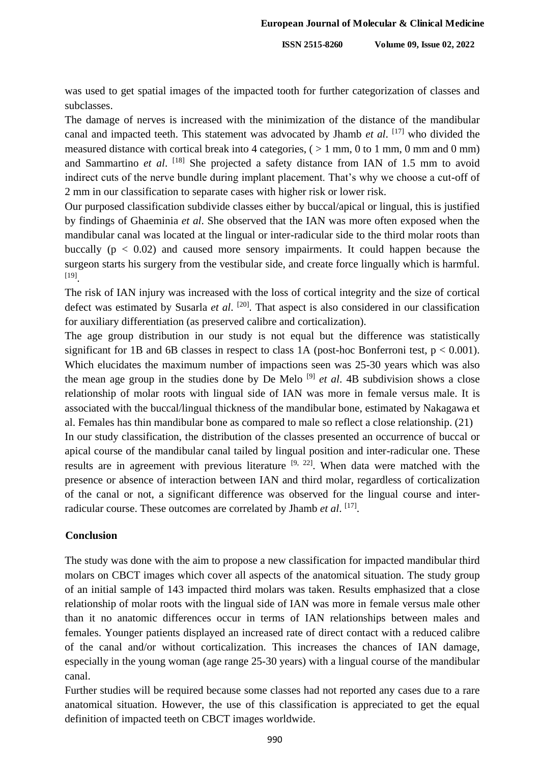was used to get spatial images of the impacted tooth for further categorization of classes and subclasses.

The damage of nerves is increased with the minimization of the distance of the mandibular canal and impacted teeth. This statement was advocated by Jhamb *et al*. [17] who divided the measured distance with cortical break into 4 categories, ( > 1 mm, 0 to 1 mm, 0 mm and 0 mm) and Sammartino *et al*. [18] She projected a safety distance from IAN of 1.5 mm to avoid indirect cuts of the nerve bundle during implant placement. That's why we choose a cut-off of 2 mm in our classification to separate cases with higher risk or lower risk.

Our purposed classification subdivide classes either by buccal/apical or lingual, this is justified by findings of Ghaeminia *et al*. She observed that the IAN was more often exposed when the mandibular canal was located at the lingual or inter-radicular side to the third molar roots than buccally ($p < 0.02$) and caused more sensory impairments. It could happen because the surgeon starts his surgery from the vestibular side, and create force lingually which is harmful. [19].

The risk of IAN injury was increased with the loss of cortical integrity and the size of cortical defect was estimated by Susarla *et al*. [20]. That aspect is also considered in our classification for auxiliary differentiation (as preserved calibre and corticalization).

The age group distribution in our study is not equal but the difference was statistically significant for 1B and 6B classes in respect to class 1A (post-hoc Bonferroni test, $p < 0.001$). Which elucidates the maximum number of impactions seen was 25-30 years which was also the mean age group in the studies done by De Melo [9] *et al*. 4B subdivision shows a close relationship of molar roots with lingual side of IAN was more in female versus male. It is associated with the buccal/lingual thickness of the mandibular bone, estimated by Nakagawa et al. Females has thin mandibular bone as compared to male so reflect a close relationship. (21)

In our study classification, the distribution of the classes presented an occurrence of buccal or apical course of the mandibular canal tailed by lingual position and inter-radicular one. These results are in agreement with previous literature [9, 22]. When data were matched with the presence or absence of interaction between IAN and third molar, regardless of corticalization of the canal or not, a significant difference was observed for the lingual course and inter-radicular course. These outcomes are correlated by Jhamb *et al*. [17].

## Conclusion

The study was done with the aim to propose a new classification for impacted mandibular third molars on CBCT images which cover all aspects of the anatomical situation. The study group of an initial sample of 143 impacted third molars was taken. Results emphasized that a close relationship of molar roots with the lingual side of IAN was more in female versus male other than it no anatomic differences occur in terms of IAN relationships between males and females. Younger patients displayed an increased rate of direct contact with a reduced calibre of the canal and/or without corticalization. This increases the chances of IAN damage, especially in the young woman (age range 25-30 years) with a lingual course of the mandibular canal.

Further studies will be required because some classes had not reported any cases due to a rare anatomical situation. However, the use of this classification is appreciated to get the equal definition of impacted teeth on CBCT images worldwide.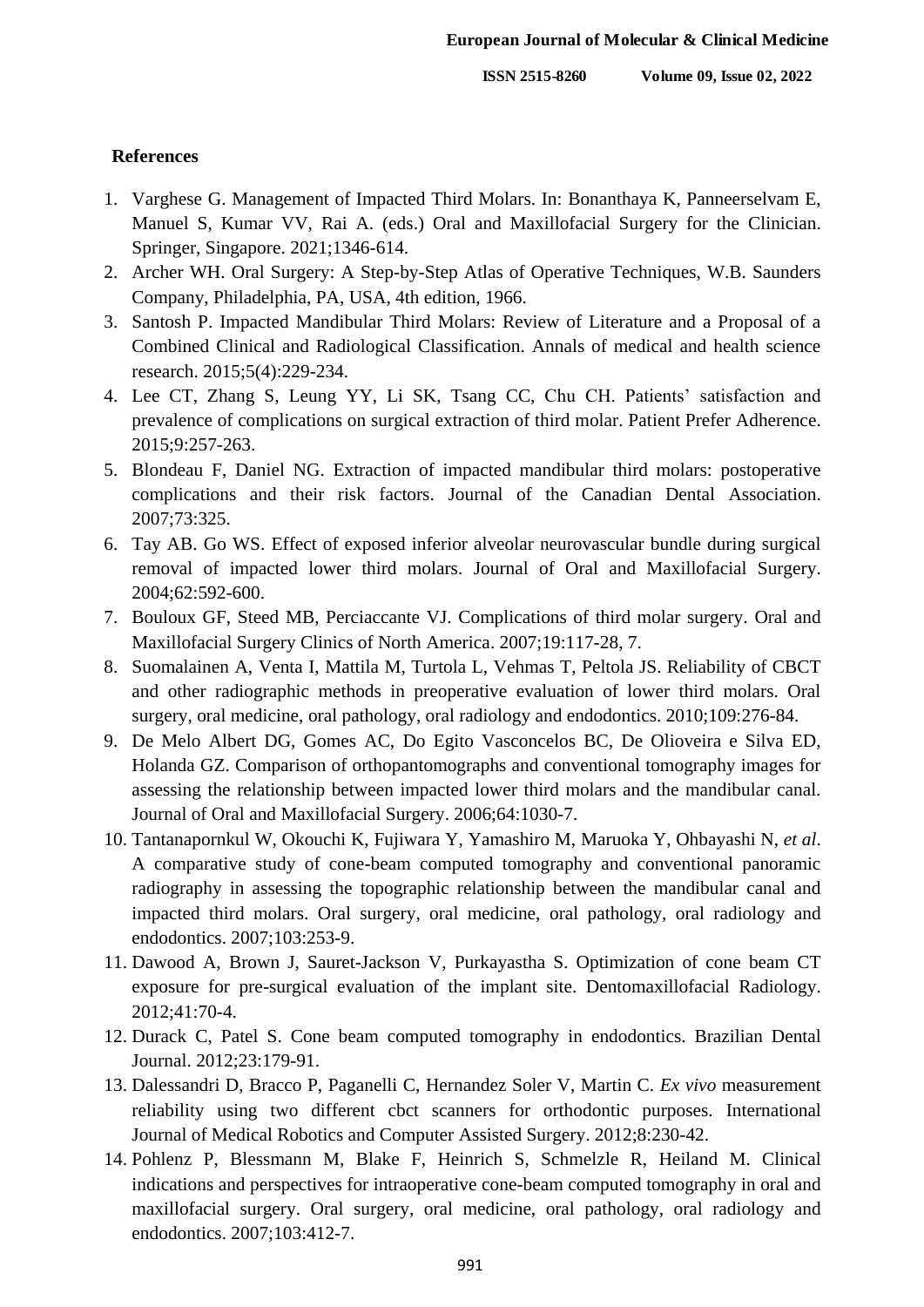## References

1. Varghese G. Management of Impacted Third Molars. In: Bonanthaya K, Panneerselvam E, Manuel S, Kumar VV, Rai A. (eds.) Oral and Maxillofacial Surgery for the Clinician. Springer, Singapore. 2021;1346-614.
2. Archer WH. Oral Surgery: A Step-by-Step Atlas of Operative Techniques, W.B. Saunders Company, Philadelphia, PA, USA, 4th edition, 1966.
3. Santosh P. Impacted Mandibular Third Molars: Review of Literature and a Proposal of a Combined Clinical and Radiological Classification. Annals of medical and health science research. 2015;5(4):229-234.
4. Lee CT, Zhang S, Leung YY, Li SK, Tsang CC, Chu CH. Patients' satisfaction and prevalence of complications on surgical extraction of third molar. Patient Prefer Adherence. 2015;9:257-263.
5. Blondeau F, Daniel NG. Extraction of impacted mandibular third molars: postoperative complications and their risk factors. Journal of the Canadian Dental Association. 2007;73:325.
6. Tay AB. Go WS. Effect of exposed inferior alveolar neurovascular bundle during surgical removal of impacted lower third molars. Journal of Oral and Maxillofacial Surgery. 2004;62:592-600.
7. Bouloux GF, Steed MB, Perciaccante VJ. Complications of third molar surgery. Oral and Maxillofacial Surgery Clinics of North America. 2007;19:117-28, 7.
8. Suomalainen A, Venta I, Mattila M, Turtola L, Vehmas T, Peltola JS. Reliability of CBCT and other radiographic methods in preoperative evaluation of lower third molars. Oral surgery, oral medicine, oral pathology, oral radiology and endodontics. 2010;109:276-84.
9. De Melo Albert DG, Gomes AC, Do Egito Vasconcelos BC, De Olioveira e Silva ED, Holanda GZ. Comparison of orthopantomographs and conventional tomography images for assessing the relationship between impacted lower third molars and the mandibular canal. Journal of Oral and Maxillofacial Surgery. 2006;64:1030-7.
10. Tantanapornkul W, Okouchi K, Fujiwara Y, Yamashiro M, Maruoka Y, Ohbayashi N, *et al*. A comparative study of cone-beam computed tomography and conventional panoramic radiography in assessing the topographic relationship between the mandibular canal and impacted third molars. Oral surgery, oral medicine, oral pathology, oral radiology and endodontics. 2007;103:253-9.
11. Dawood A, Brown J, Sauret-Jackson V, Purkayastha S. Optimization of cone beam CT exposure for pre-surgical evaluation of the implant site. Dentomaxillofacial Radiology. 2012;41:70-4.
12. Durack C, Patel S. Cone beam computed tomography in endodontics. Brazilian Dental Journal. 2012;23:179-91.
13. Dalessandri D, Bracco P, Paganelli C, Hernandez Soler V, Martin C. *Ex vivo* measurement reliability using two different cbct scanners for orthodontic purposes. International Journal of Medical Robotics and Computer Assisted Surgery. 2012;8:230-42.
14. Pohlenz P, Blessmann M, Blake F, Heinrich S, Schmelzle R, Heiland M. Clinical indications and perspectives for intraoperative cone-beam computed tomography in oral and maxillofacial surgery. Oral surgery, oral medicine, oral pathology, oral radiology and endodontics. 2007;103:412-7.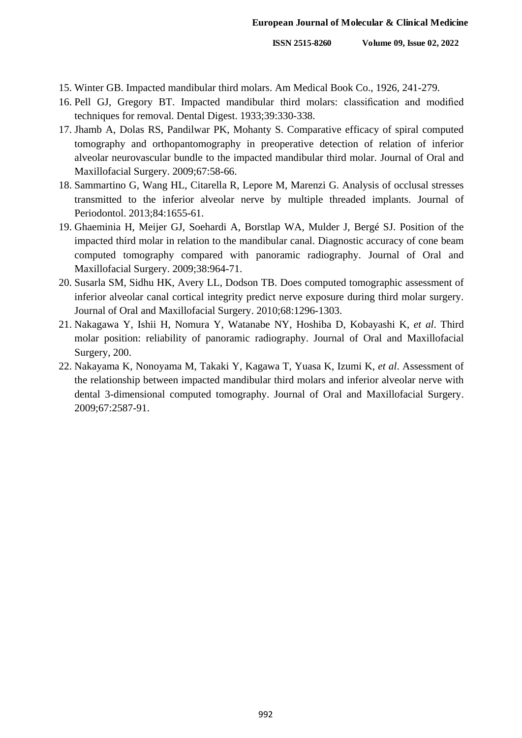15. Winter GB. Impacted mandibular third molars. Am Medical Book Co., 1926, 241-279.
16. Pell GJ, Gregory BT. Impacted mandibular third molars: classification and modified techniques for removal. Dental Digest. 1933;39:330-338.
17. Jhamb A, Dolas RS, Pandilwar PK, Mohanty S. Comparative efficacy of spiral computed tomography and orthopantomography in preoperative detection of relation of inferior alveolar neurovascular bundle to the impacted mandibular third molar. Journal of Oral and Maxillofacial Surgery. 2009;67:58-66.
18. Sammartino G, Wang HL, Citarella R, Lepore M, Marenzi G. Analysis of occlusal stresses transmitted to the inferior alveolar nerve by multiple threaded implants. Journal of Periodontol. 2013;84:1655-61.
19. Ghaeminia H, Meijer GJ, Soehardi A, Borstlap WA, Mulder J, Bergé SJ. Position of the impacted third molar in relation to the mandibular canal. Diagnostic accuracy of cone beam computed tomography compared with panoramic radiography. Journal of Oral and Maxillofacial Surgery. 2009;38:964-71.
20. Susarla SM, Sidhu HK, Avery LL, Dodson TB. Does computed tomographic assessment of inferior alveolar canal cortical integrity predict nerve exposure during third molar surgery. Journal of Oral and Maxillofacial Surgery. 2010;68:1296-1303.
21. Nakagawa Y, Ishii H, Nomura Y, Watanabe NY, Hoshiba D, Kobayashi K, *et al*. Third molar position: reliability of panoramic radiography. Journal of Oral and Maxillofacial Surgery, 200.
22. Nakayama K, Nonoyama M, Takaki Y, Kagawa T, Yuasa K, Izumi K, *et al*. Assessment of the relationship between impacted mandibular third molars and inferior alveolar nerve with dental 3-dimensional computed tomography. Journal of Oral and Maxillofacial Surgery. 2009;67:2587-91.